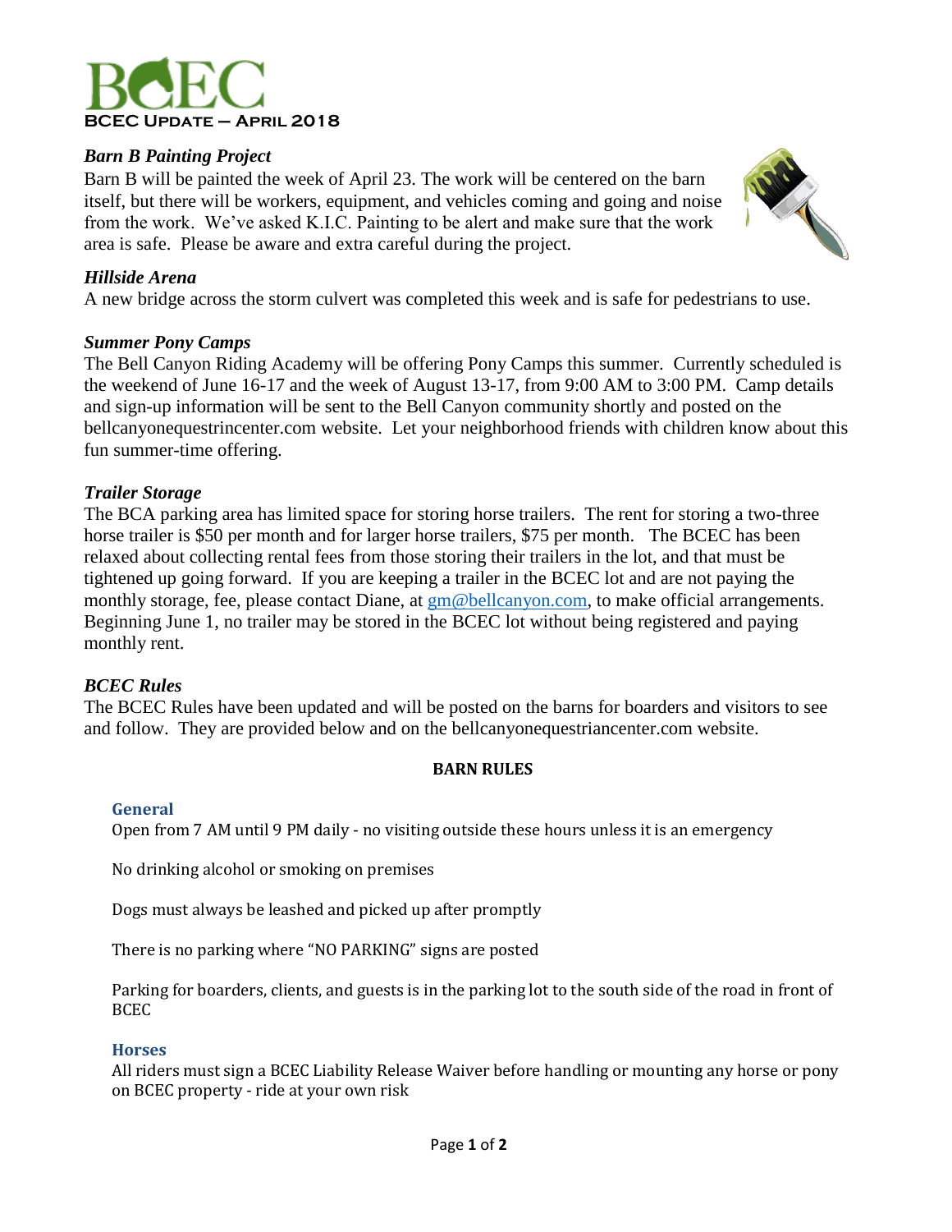# BCEC

**BCEC UPDATE – APRIL 2018**

### *Barn B Painting Project*

Barn B will be painted the week of April 23. The work will be centered on the barn itself, but there will be workers, equipment, and vehicles coming and going and noise from the work. We've asked K.I.C. Painting to be alert and make sure that the work area is safe. Please be aware and extra careful during the project.

### *Hillside Arena*

A new bridge across the storm culvert was completed this week and is safe for pedestrians to use.

### *Summer Pony Camps*

The Bell Canyon Riding Academy will be offering Pony Camps this summer. Currently scheduled is the weekend of June 16-17 and the week of August 13-17, from 9:00 AM to 3:00 PM. Camp details and sign-up information will be sent to the Bell Canyon community shortly and posted on the bellcanyonequestrincenter.com website. Let your neighborhood friends with children know about this fun summer-time offering.

### *Trailer Storage*

The BCA parking area has limited space for storing horse trailers. The rent for storing a two-three horse trailer is $50 per month and for larger horse trailers, $75 per month. The BCEC has been relaxed about collecting rental fees from those storing their trailers in the lot, and that must be tightened up going forward. If you are keeping a trailer in the BCEC lot and are not paying the monthly storage, fee, please contact Diane, at gm@bellcanyon.com, to make official arrangements. Beginning June 1, no trailer may be stored in the BCEC lot without being registered and paying monthly rent.

### *BCEC Rules*

The BCEC Rules have been updated and will be posted on the barns for boarders and visitors to see and follow. They are provided below and on the bellcanyonequestriancenter.com website.

## BARN RULES

#### General

Open from 7 AM until 9 PM daily - no visiting outside these hours unless it is an emergency

No drinking alcohol or smoking on premises

Dogs must always be leashed and picked up after promptly

There is no parking where "NO PARKING" signs are posted

Parking for boarders, clients, and guests is in the parking lot to the south side of the road in front of BCEC

#### Horses

All riders must sign a BCEC Liability Release Waiver before handling or mounting any horse or pony on BCEC property - ride at your own risk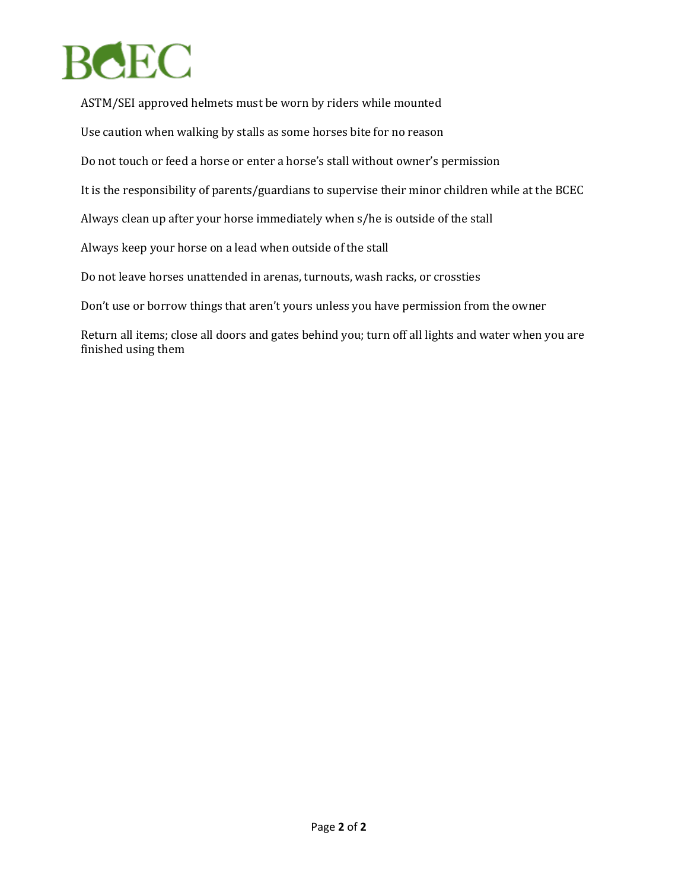ASTM/SEI approved helmets must be worn by riders while mounted

Use caution when walking by stalls as some horses bite for no reason

Do not touch or feed a horse or enter a horse's stall without owner's permission

It is the responsibility of parents/guardians to supervise their minor children while at the BCEC

Always clean up after your horse immediately when s/he is outside of the stall

Always keep your horse on a lead when outside of the stall

Do not leave horses unattended in arenas, turnouts, wash racks, or crossties

Don't use or borrow things that aren't yours unless you have permission from the owner

Return all items; close all doors and gates behind you; turn off all lights and water when you are finished using them